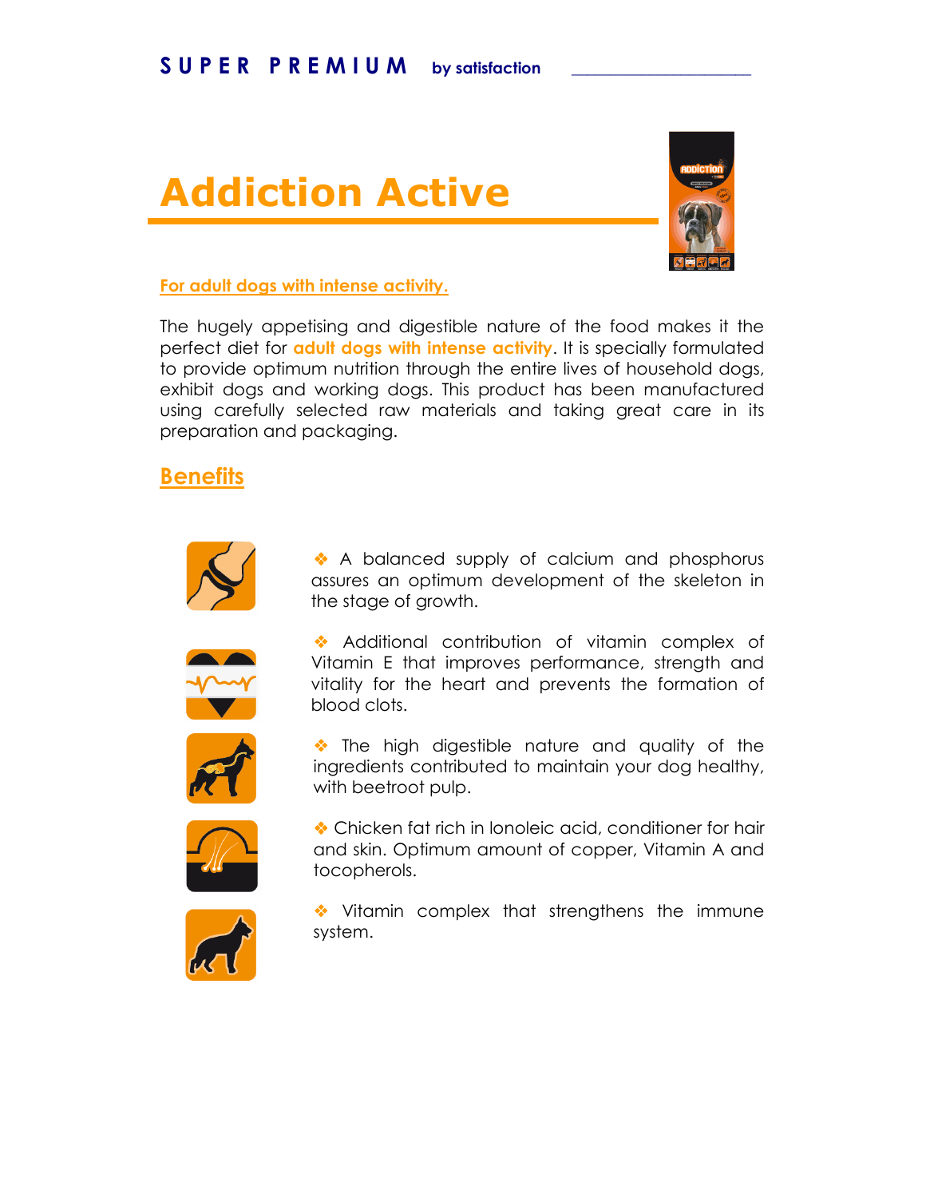S U P E R   P R E M I U M   **by satisfaction**

# Addiction Active

**For adult dogs with intense activity.**

The hugely appetising and digestible nature of the food makes it the perfect diet for **adult dogs with intense activity**. It is specially formulated to provide optimum nutrition through the entire lives of household dogs, exhibit dogs and working dogs. This product has been manufactured using carefully selected raw materials and taking great care in its preparation and packaging.

## Benefits

- A balanced supply of calcium and phosphorus assures an optimum development of the skeleton in the stage of growth.
- Additional contribution of vitamin complex of Vitamin E that improves performance, strength and vitality for the heart and prevents the formation of blood clots.
- The high digestible nature and quality of the ingredients contributed to maintain your dog healthy, with beetroot pulp.
- Chicken fat rich in lonoleic acid, conditioner for hair and skin. Optimum amount of copper, Vitamin A and tocopherols.
- Vitamin complex that strengthens the immune system.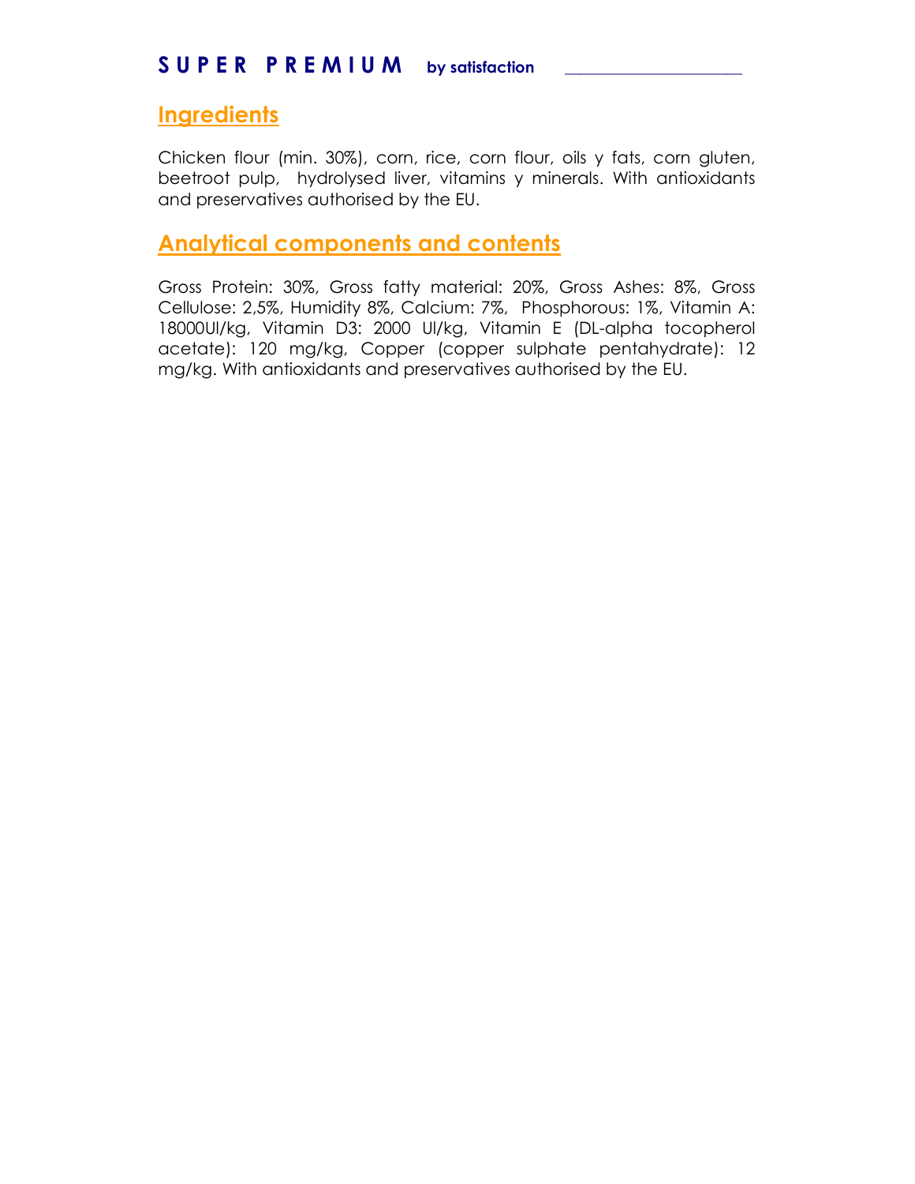## Ingredients

Chicken flour (min. 30%), corn, rice, corn flour, oils y fats, corn gluten, beetroot pulp, hydrolysed liver, vitamins y minerals. With antioxidants and preservatives authorised by the EU.

## Analytical components and contents

Gross Protein: 30%, Gross fatty material: 20%, Gross Ashes: 8%, Gross Cellulose: 2,5%, Humidity 8%, Calcium: 7%, Phosphorous: 1%, Vitamin A: 18000UI/kg, Vitamin D3: 2000 UI/kg, Vitamin E (DL-alpha tocopherol acetate): 120 mg/kg, Copper (copper sulphate pentahydrate): 12 mg/kg. With antioxidants and preservatives authorised by the EU.